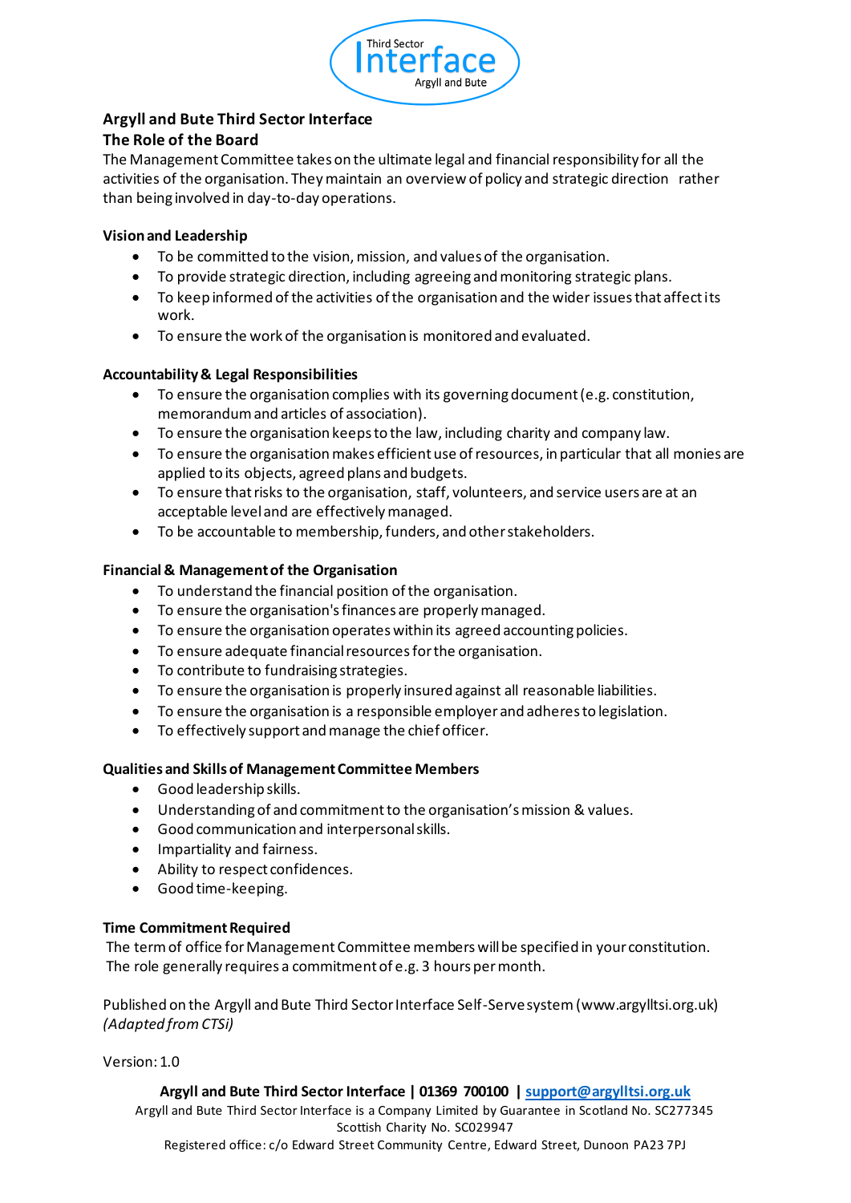Third Sector Interface Argyll and Bute

# Argyll and Bute Third Sector Interface

## The Role of the Board

The Management Committee takes on the ultimate legal and financial responsibility for all the activities of the organisation. They maintain an overview of policy and strategic direction rather than being involved in day-to-day operations.

### Vision and Leadership

- To be committed to the vision, mission, and values of the organisation.
- To provide strategic direction, including agreeing and monitoring strategic plans.
- To keep informed of the activities of the organisation and the wider issues that affect its work.
- To ensure the work of the organisation is monitored and evaluated.

### Accountability & Legal Responsibilities

- To ensure the organisation complies with its governing document (e.g. constitution, memorandum and articles of association).
- To ensure the organisation keeps to the law, including charity and company law.
- To ensure the organisation makes efficient use of resources, in particular that all monies are applied to its objects, agreed plans and budgets.
- To ensure that risks to the organisation, staff, volunteers, and service users are at an acceptable level and are effectively managed.
- To be accountable to membership, funders, and other stakeholders.

### Financial & Management of the Organisation

- To understand the financial position of the organisation.
- To ensure the organisation's finances are properly managed.
- To ensure the organisation operates within its agreed accounting policies.
- To ensure adequate financial resources for the organisation.
- To contribute to fundraising strategies.
- To ensure the organisation is properly insured against all reasonable liabilities.
- To ensure the organisation is a responsible employer and adheres to legislation.
- To effectively support and manage the chief officer.

### Qualities and Skills of Management Committee Members

- Good leadership skills.
- Understanding of and commitment to the organisation's mission & values.
- Good communication and interpersonal skills.
- Impartiality and fairness.
- Ability to respect confidences.
- Good time-keeping.

### Time Commitment Required

The term of office for Management Committee members will be specified in your constitution. The role generally requires a commitment of e.g. 3 hours per month.

Published on the Argyll and Bute Third Sector Interface Self-Serve system (www.argylltsi.org.uk)
*(Adapted from CTSi)*

Version: 1.0

**Argyll and Bute Third Sector Interface | 01369 700100 | support@argylltsi.org.uk**
Argyll and Bute Third Sector Interface is a Company Limited by Guarantee in Scotland No. SC277345
Scottish Charity No. SC029947
Registered office: c/o Edward Street Community Centre, Edward Street, Dunoon PA23 7PJ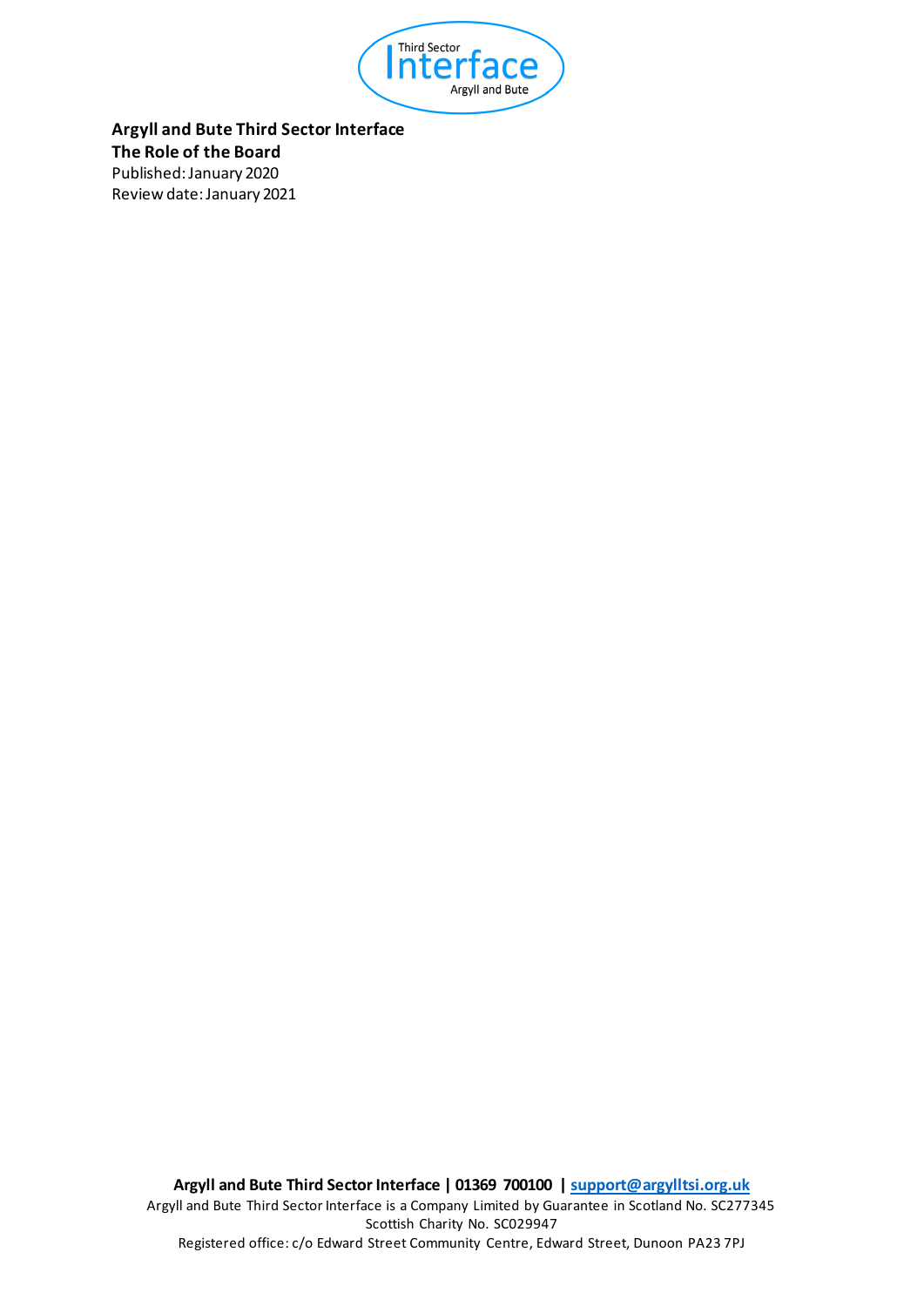**Argyll and Bute Third Sector Interface**
**The Role of the Board**
Published: January 2020
Review date: January 2021

**Argyll and Bute Third Sector Interface | 01369 700100 | support@argylltsi.org.uk**
Argyll and Bute Third Sector Interface is a Company Limited by Guarantee in Scotland No. SC277345
Scottish Charity No. SC029947
Registered office: c/o Edward Street Community Centre, Edward Street, Dunoon PA23 7PJ